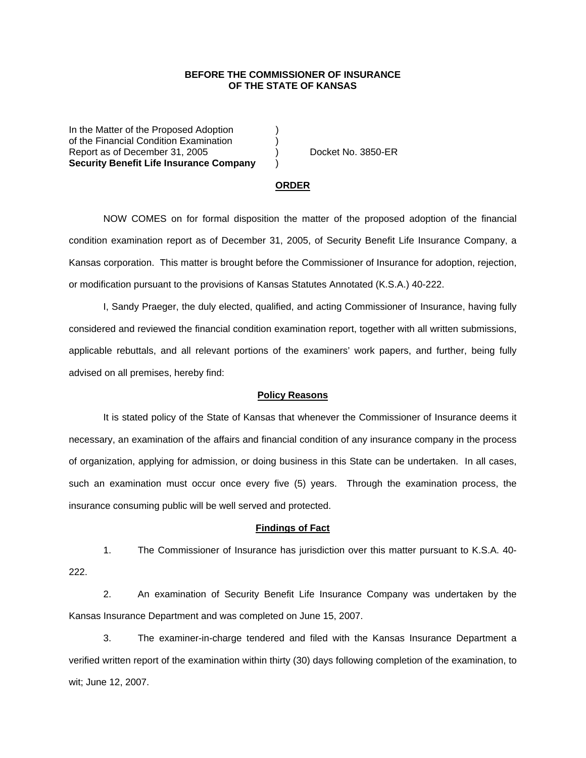**BEFORE THE COMMISSIONER OF INSURANCE**
**OF THE STATE OF KANSAS**

In the Matter of the Proposed Adoption )
of the Financial Condition Examination )
Report as of December 31, 2005 ) Docket No. 3850-ER
**Security Benefit Life Insurance Company** )

**ORDER**

NOW COMES on for formal disposition the matter of the proposed adoption of the financial condition examination report as of December 31, 2005, of Security Benefit Life Insurance Company, a Kansas corporation. This matter is brought before the Commissioner of Insurance for adoption, rejection, or modification pursuant to the provisions of Kansas Statutes Annotated (K.S.A.) 40-222.

I, Sandy Praeger, the duly elected, qualified, and acting Commissioner of Insurance, having fully considered and reviewed the financial condition examination report, together with all written submissions, applicable rebuttals, and all relevant portions of the examiners' work papers, and further, being fully advised on all premises, hereby find:

**Policy Reasons**

It is stated policy of the State of Kansas that whenever the Commissioner of Insurance deems it necessary, an examination of the affairs and financial condition of any insurance company in the process of organization, applying for admission, or doing business in this State can be undertaken. In all cases, such an examination must occur once every five (5) years. Through the examination process, the insurance consuming public will be well served and protected.

**Findings of Fact**

1. The Commissioner of Insurance has jurisdiction over this matter pursuant to K.S.A. 40-222.

2. An examination of Security Benefit Life Insurance Company was undertaken by the Kansas Insurance Department and was completed on June 15, 2007.

3. The examiner-in-charge tendered and filed with the Kansas Insurance Department a verified written report of the examination within thirty (30) days following completion of the examination, to wit; June 12, 2007.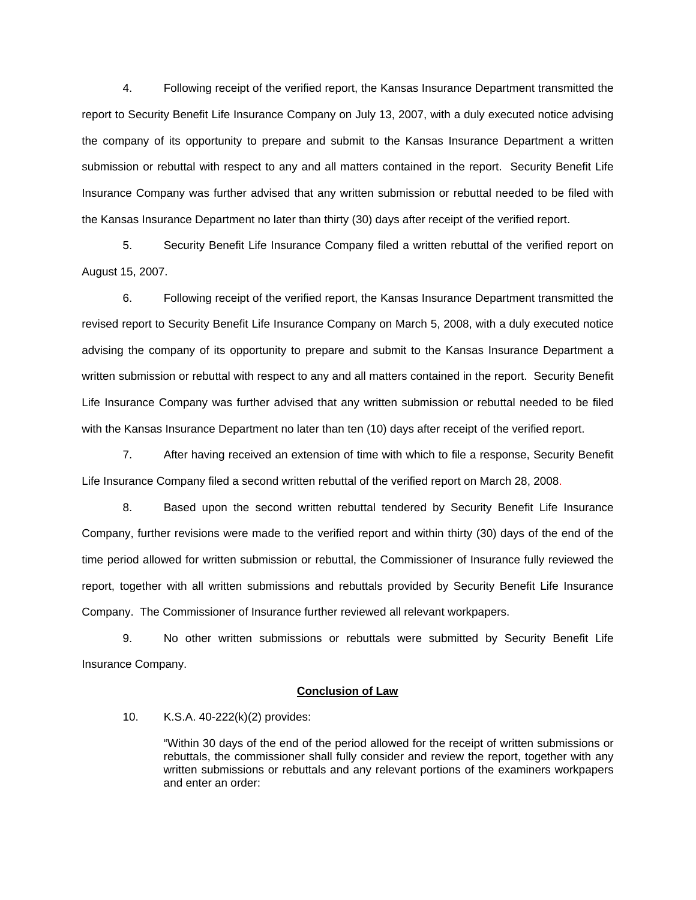4. Following receipt of the verified report, the Kansas Insurance Department transmitted the report to Security Benefit Life Insurance Company on July 13, 2007, with a duly executed notice advising the company of its opportunity to prepare and submit to the Kansas Insurance Department a written submission or rebuttal with respect to any and all matters contained in the report. Security Benefit Life Insurance Company was further advised that any written submission or rebuttal needed to be filed with the Kansas Insurance Department no later than thirty (30) days after receipt of the verified report.

5. Security Benefit Life Insurance Company filed a written rebuttal of the verified report on August 15, 2007.

6. Following receipt of the verified report, the Kansas Insurance Department transmitted the revised report to Security Benefit Life Insurance Company on March 5, 2008, with a duly executed notice advising the company of its opportunity to prepare and submit to the Kansas Insurance Department a written submission or rebuttal with respect to any and all matters contained in the report. Security Benefit Life Insurance Company was further advised that any written submission or rebuttal needed to be filed with the Kansas Insurance Department no later than ten (10) days after receipt of the verified report.

7. After having received an extension of time with which to file a response, Security Benefit Life Insurance Company filed a second written rebuttal of the verified report on March 28, 2008.

8. Based upon the second written rebuttal tendered by Security Benefit Life Insurance Company, further revisions were made to the verified report and within thirty (30) days of the end of the time period allowed for written submission or rebuttal, the Commissioner of Insurance fully reviewed the report, together with all written submissions and rebuttals provided by Security Benefit Life Insurance Company. The Commissioner of Insurance further reviewed all relevant workpapers.

9. No other written submissions or rebuttals were submitted by Security Benefit Life Insurance Company.

## Conclusion of Law

10. K.S.A. 40-222(k)(2) provides:

> "Within 30 days of the end of the period allowed for the receipt of written submissions or rebuttals, the commissioner shall fully consider and review the report, together with any written submissions or rebuttals and any relevant portions of the examiners workpapers and enter an order: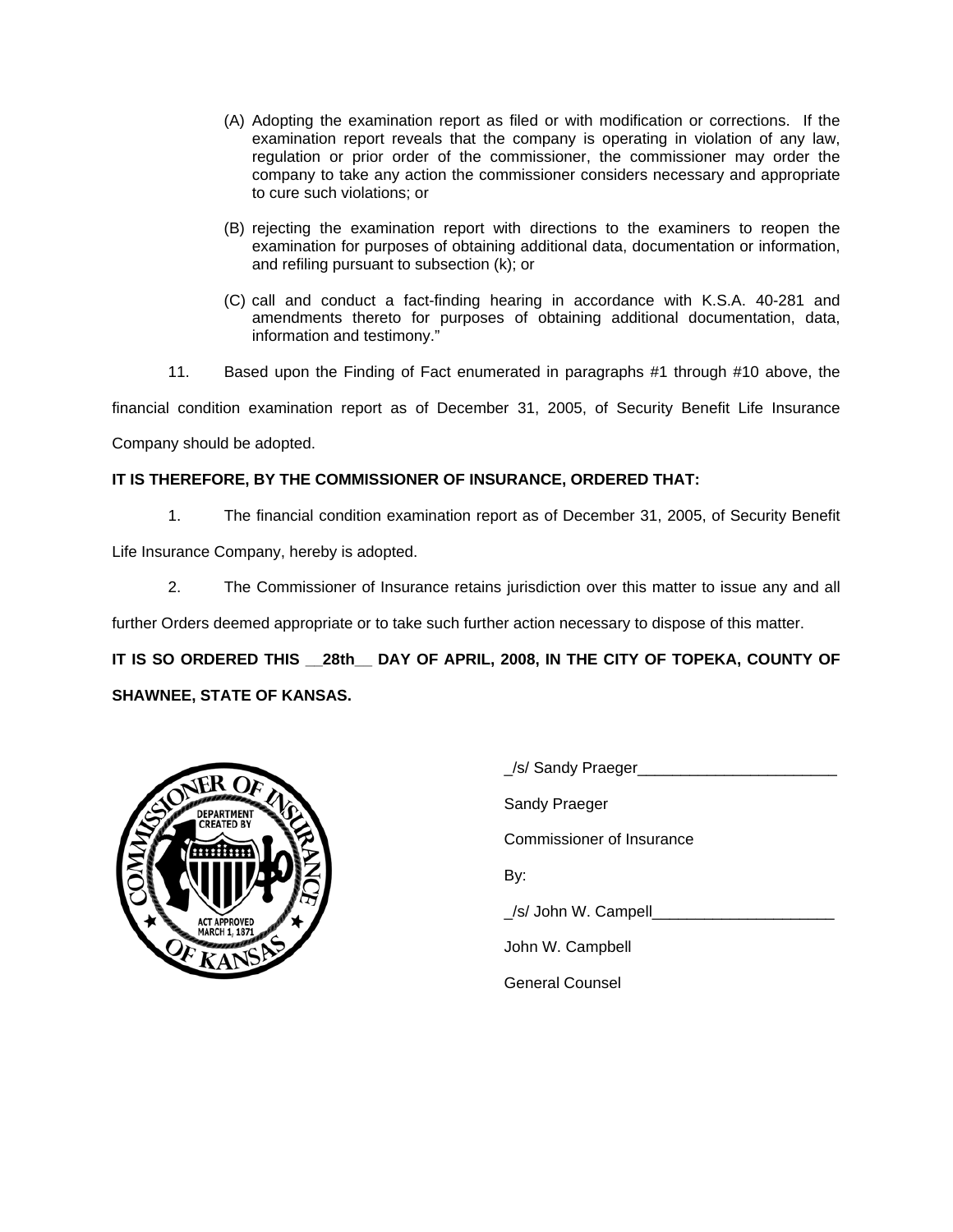(A) Adopting the examination report as filed or with modification or corrections. If the examination report reveals that the company is operating in violation of any law, regulation or prior order of the commissioner, the commissioner may order the company to take any action the commissioner considers necessary and appropriate to cure such violations; or

(B) rejecting the examination report with directions to the examiners to reopen the examination for purposes of obtaining additional data, documentation or information, and refiling pursuant to subsection (k); or

(C) call and conduct a fact-finding hearing in accordance with K.S.A. 40-281 and amendments thereto for purposes of obtaining additional documentation, data, information and testimony."

11. Based upon the Finding of Fact enumerated in paragraphs #1 through #10 above, the financial condition examination report as of December 31, 2005, of Security Benefit Life Insurance Company should be adopted.

**IT IS THEREFORE, BY THE COMMISSIONER OF INSURANCE, ORDERED THAT:**

1. The financial condition examination report as of December 31, 2005, of Security Benefit Life Insurance Company, hereby is adopted.

2. The Commissioner of Insurance retains jurisdiction over this matter to issue any and all further Orders deemed appropriate or to take such further action necessary to dispose of this matter.

**IT IS SO ORDERED THIS __28th__ DAY OF APRIL, 2008, IN THE CITY OF TOPEKA, COUNTY OF SHAWNEE, STATE OF KANSAS.**

COMMISSIONER OF INSURANCE OF KANSAS
DEPARTMENT CREATED BY ACT APPROVED MARCH 1, 1871

_/s/ Sandy Praeger_______________________

Sandy Praeger

Commissioner of Insurance

By:

_/s/ John W. Campell_____________________

John W. Campbell

General Counsel